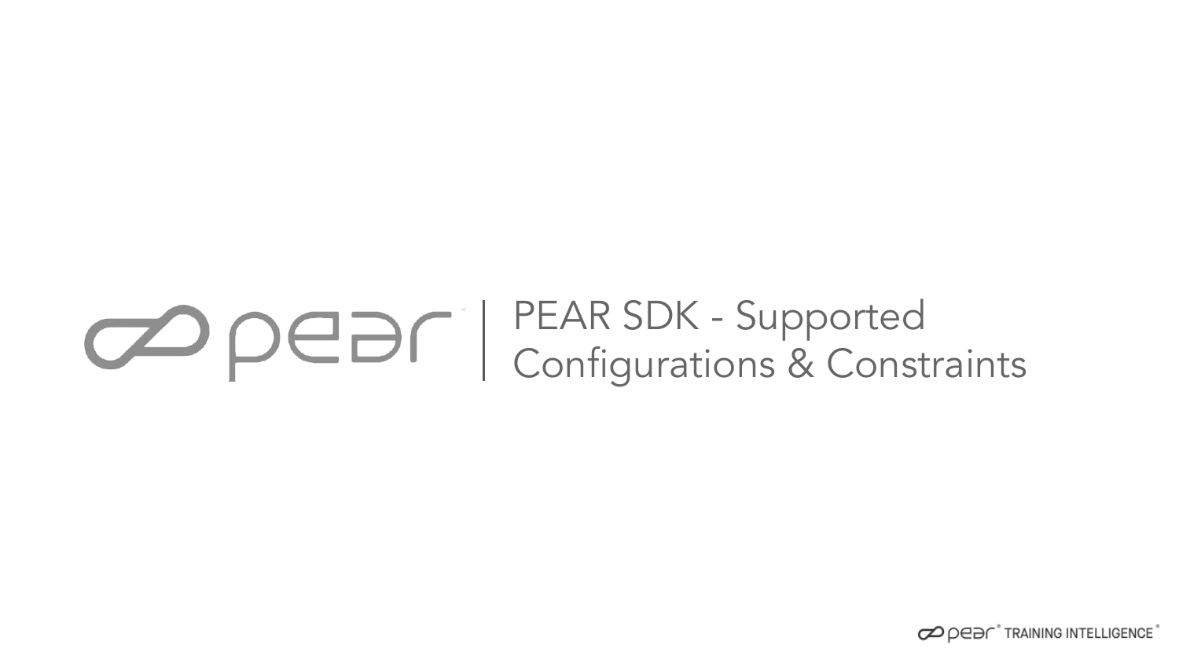# PEAR SDK - Supported Configurations & Constraints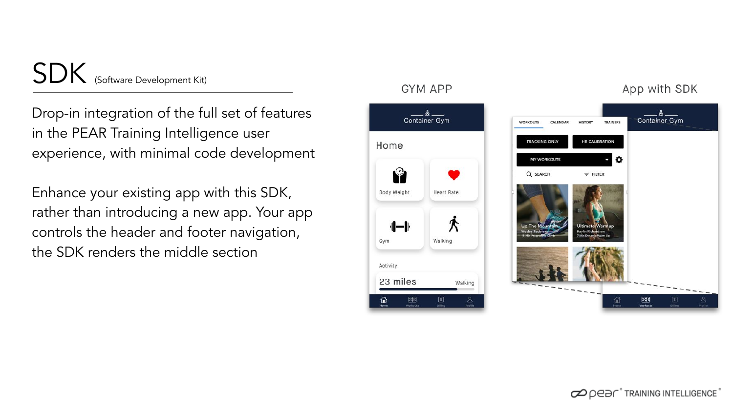# SDK (Software Development Kit)

Drop-in integration of the full set of features in the PEAR Training Intelligence user experience, with minimal code development

Enhance your existing app with this SDK, rather than introducing a new app. Your app controls the header and footer navigation, the SDK renders the middle section

GYM APP

App with SDK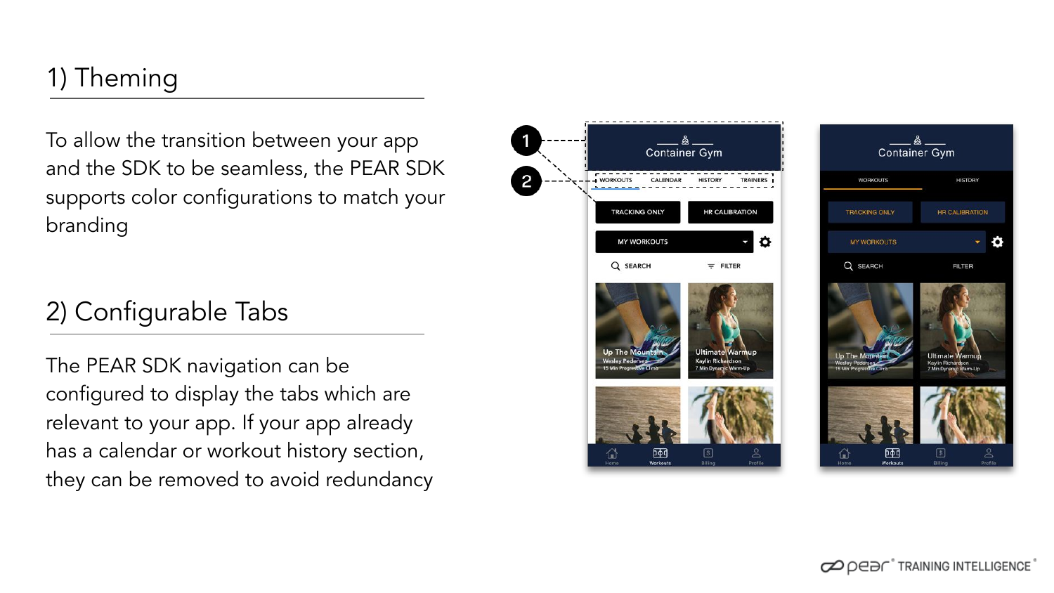## 1) Theming

To allow the transition between your app and the SDK to be seamless, the PEAR SDK supports color configurations to match your branding

## 2) Configurable Tabs

The PEAR SDK navigation can be configured to display the tabs which are relevant to your app. If your app already has a calendar or workout history section, they can be removed to avoid redundancy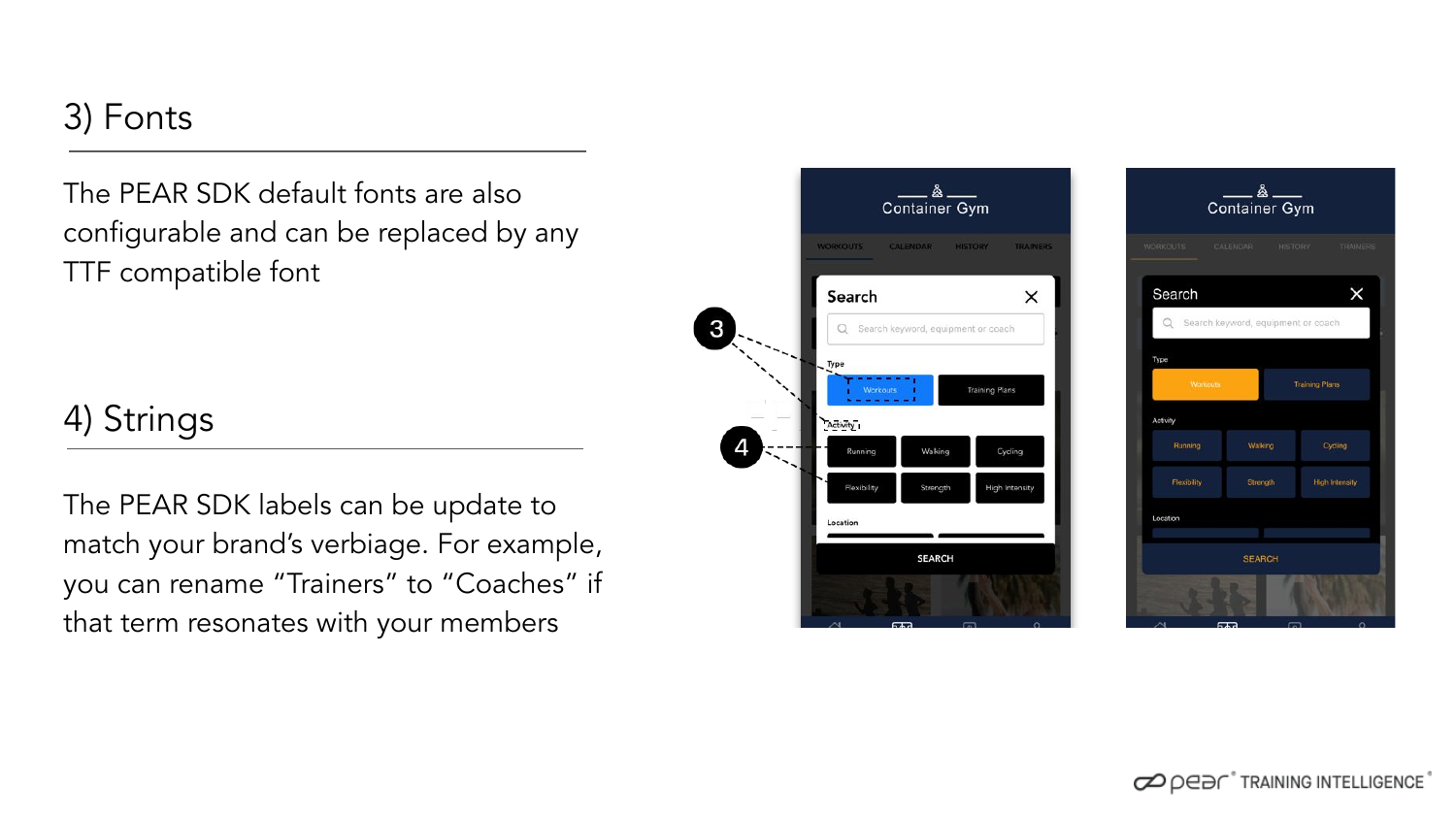## 3) Fonts

The PEAR SDK default fonts are also configurable and can be replaced by any TTF compatible font

## 4) Strings

The PEAR SDK labels can be update to match your brand's verbiage. For example, you can rename "Trainers" to "Coaches" if that term resonates with your members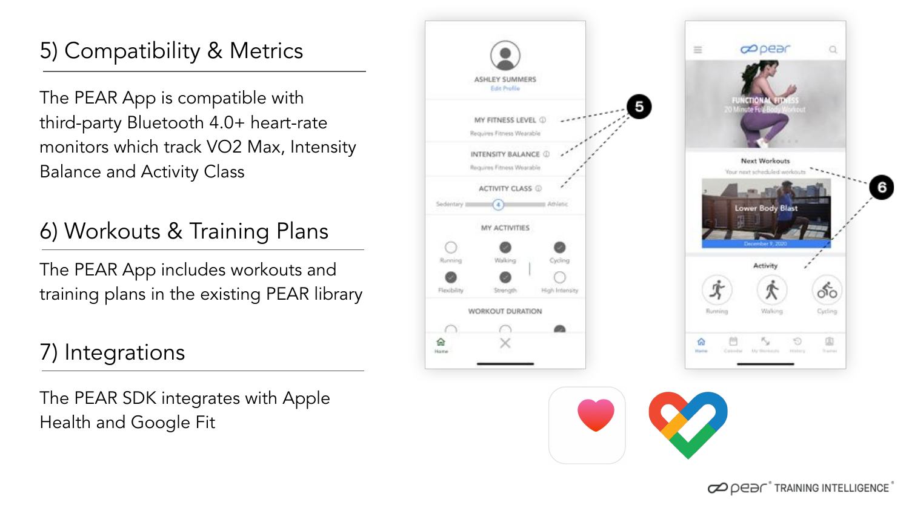## 5) Compatibility & Metrics

The PEAR App is compatible with third-party Bluetooth 4.0+ heart-rate monitors which track VO2 Max, Intensity Balance and Activity Class

## 6) Workouts & Training Plans

The PEAR App includes workouts and training plans in the existing PEAR library

## 7) Integrations

The PEAR SDK integrates with Apple Health and Google Fit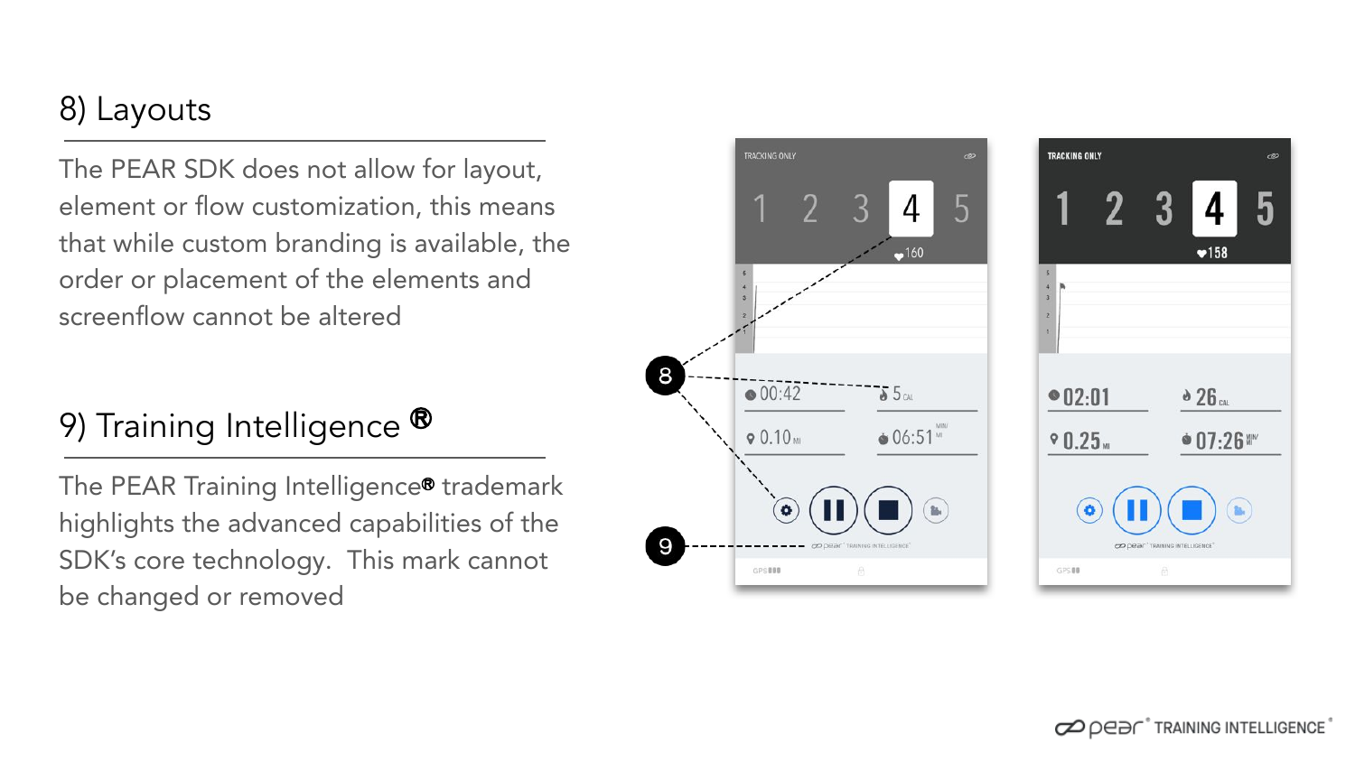## 8) Layouts

The PEAR SDK does not allow for layout, element or flow customization, this means that while custom branding is available, the order or placement of the elements and screenflow cannot be altered

## 9) Training Intelligence ®

The PEAR Training Intelligence® trademark highlights the advanced capabilities of the SDK's core technology. This mark cannot be changed or removed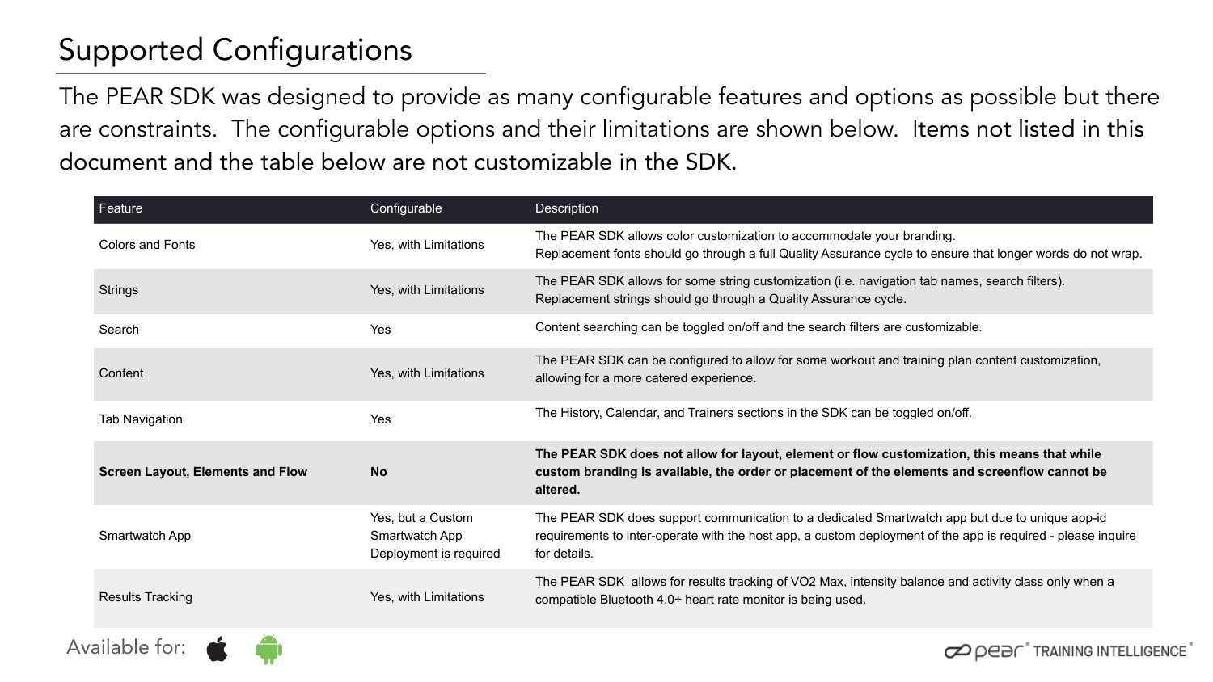# Supported Configurations

The PEAR SDK was designed to provide as many configurable features and options as possible but there are constraints. The configurable options and their limitations are shown below. Items not listed in this document and the table below are not customizable in the SDK.

| Feature | Configurable | Description |
|---|---|---|
| Colors and Fonts | Yes, with Limitations | The PEAR SDK allows color customization to accommodate your branding. Replacement fonts should go through a full Quality Assurance cycle to ensure that longer words do not wrap. |
| Strings | Yes, with Limitations | The PEAR SDK allows for some string customization (i.e. navigation tab names, search filters). Replacement strings should go through a Quality Assurance cycle. |
| Search | Yes | Content searching can be toggled on/off and the search filters are customizable. |
| Content | Yes, with Limitations | The PEAR SDK can be configured to allow for some workout and training plan content customization, allowing for a more catered experience. |
| Tab Navigation | Yes | The History, Calendar, and Trainers sections in the SDK can be toggled on/off. |
| **Screen Layout, Elements and Flow** | **No** | **The PEAR SDK does not allow for layout, element or flow customization, this means that while custom branding is available, the order or placement of the elements and screenflow cannot be altered.** |
| Smartwatch App | Yes, but a Custom Smartwatch App Deployment is required | The PEAR SDK does support communication to a dedicated Smartwatch app but due to unique app-id requirements to inter-operate with the host app, a custom deployment of the app is required - please inquire for details. |
| Results Tracking | Yes, with Limitations | The PEAR SDK allows for results tracking of VO2 Max, intensity balance and activity class only when a compatible Bluetooth 4.0+ heart rate monitor is being used. |

Available for: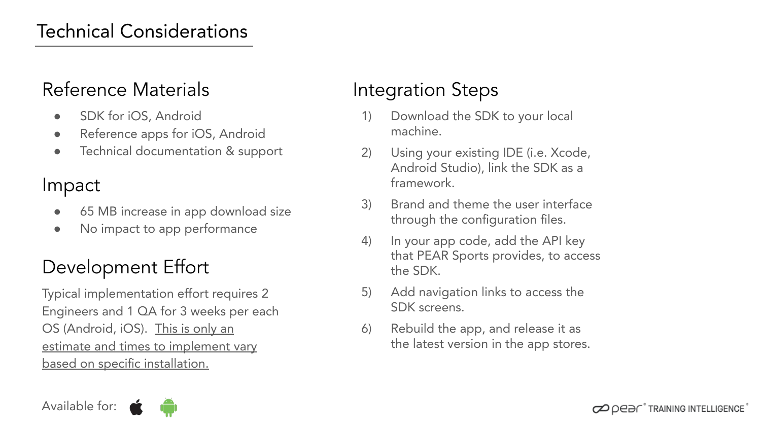# Technical Considerations

## Reference Materials

- SDK for iOS, Android
- Reference apps for iOS, Android
- Technical documentation & support

## Impact

- 65 MB increase in app download size
- No impact to app performance

## Development Effort

Typical implementation effort requires 2 Engineers and 1 QA for 3 weeks per each OS (Android, iOS). This is only an estimate and times to implement vary based on specific installation.

Available for:

## Integration Steps

1) Download the SDK to your local machine.
2) Using your existing IDE (i.e. Xcode, Android Studio), link the SDK as a framework.
3) Brand and theme the user interface through the configuration files.
4) In your app code, add the API key that PEAR Sports provides, to access the SDK.
5) Add navigation links to access the SDK screens.
6) Rebuild the app, and release it as the latest version in the app stores.

pear® TRAINING INTELLIGENCE®